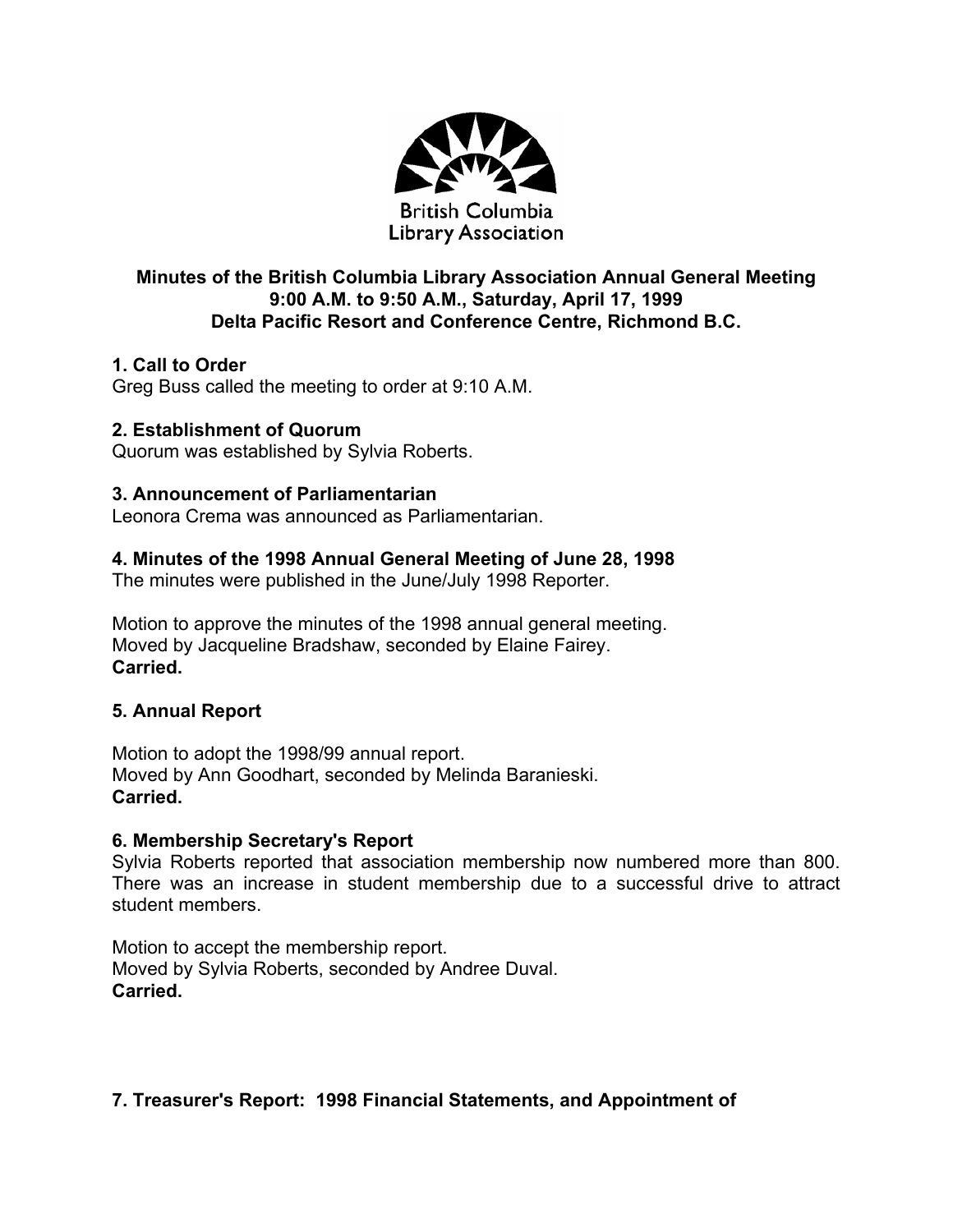British Columbia Library Association

**Minutes of the British Columbia Library Association Annual General Meeting**
**9:00 A.M. to 9:50 A.M., Saturday, April 17, 1999**
**Delta Pacific Resort and Conference Centre, Richmond B.C.**

### 1. Call to Order

Greg Buss called the meeting to order at 9:10 A.M.

### 2. Establishment of Quorum

Quorum was established by Sylvia Roberts.

### 3. Announcement of Parliamentarian

Leonora Crema was announced as Parliamentarian.

### 4. Minutes of the 1998 Annual General Meeting of June 28, 1998

The minutes were published in the June/July 1998 Reporter.

Motion to approve the minutes of the 1998 annual general meeting.
Moved by Jacqueline Bradshaw, seconded by Elaine Fairey.
**Carried.**

### 5. Annual Report

Motion to adopt the 1998/99 annual report.
Moved by Ann Goodhart, seconded by Melinda Baranieski.
**Carried.**

### 6. Membership Secretary's Report

Sylvia Roberts reported that association membership now numbered more than 800. There was an increase in student membership due to a successful drive to attract student members.

Motion to accept the membership report.
Moved by Sylvia Roberts, seconded by Andree Duval.
**Carried.**

### 7. Treasurer's Report: 1998 Financial Statements, and Appointment of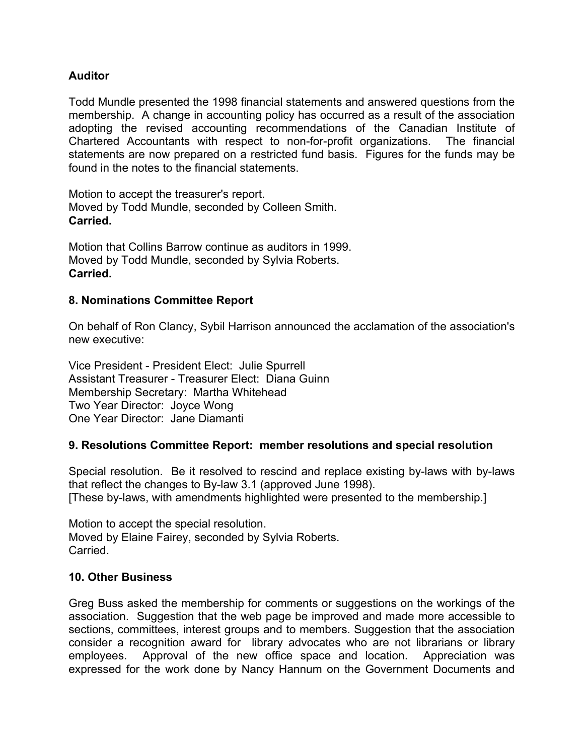**Auditor**

Todd Mundle presented the 1998 financial statements and answered questions from the membership. A change in accounting policy has occurred as a result of the association adopting the revised accounting recommendations of the Canadian Institute of Chartered Accountants with respect to non-for-profit organizations. The financial statements are now prepared on a restricted fund basis. Figures for the funds may be found in the notes to the financial statements.

Motion to accept the treasurer's report.
Moved by Todd Mundle, seconded by Colleen Smith.
**Carried.**

Motion that Collins Barrow continue as auditors in 1999.
Moved by Todd Mundle, seconded by Sylvia Roberts.
**Carried.**

**8. Nominations Committee Report**

On behalf of Ron Clancy, Sybil Harrison announced the acclamation of the association's new executive:

Vice President - President Elect: Julie Spurrell
Assistant Treasurer - Treasurer Elect: Diana Guinn
Membership Secretary: Martha Whitehead
Two Year Director: Joyce Wong
One Year Director: Jane Diamanti

**9. Resolutions Committee Report: member resolutions and special resolution**

Special resolution. Be it resolved to rescind and replace existing by-laws with by-laws that reflect the changes to By-law 3.1 (approved June 1998).
[These by-laws, with amendments highlighted were presented to the membership.]

Motion to accept the special resolution.
Moved by Elaine Fairey, seconded by Sylvia Roberts.
Carried.

**10. Other Business**

Greg Buss asked the membership for comments or suggestions on the workings of the association. Suggestion that the web page be improved and made more accessible to sections, committees, interest groups and to members. Suggestion that the association consider a recognition award for library advocates who are not librarians or library employees. Approval of the new office space and location. Appreciation was expressed for the work done by Nancy Hannum on the Government Documents and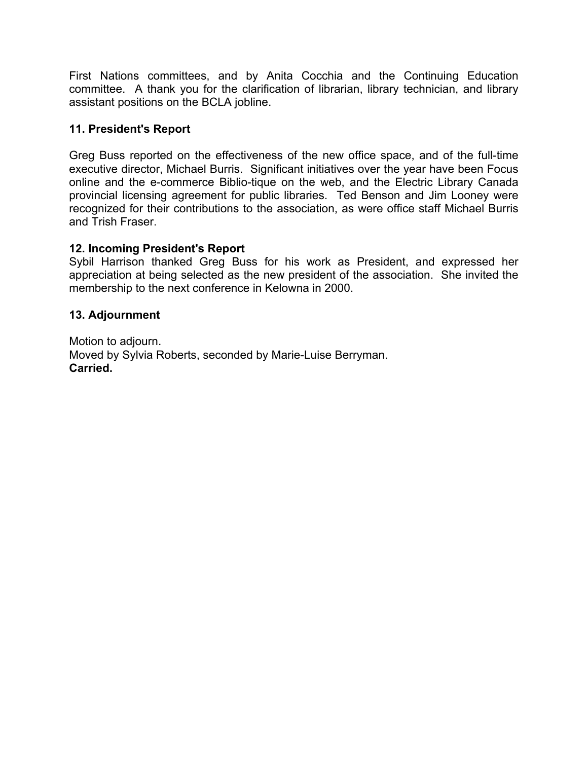First Nations committees, and by Anita Cocchia and the Continuing Education committee. A thank you for the clarification of librarian, library technician, and library assistant positions on the BCLA jobline.

**11. President's Report**

Greg Buss reported on the effectiveness of the new office space, and of the full-time executive director, Michael Burris. Significant initiatives over the year have been Focus online and the e-commerce Biblio-tique on the web, and the Electric Library Canada provincial licensing agreement for public libraries. Ted Benson and Jim Looney were recognized for their contributions to the association, as were office staff Michael Burris and Trish Fraser.

**12. Incoming President's Report**

Sybil Harrison thanked Greg Buss for his work as President, and expressed her appreciation at being selected as the new president of the association. She invited the membership to the next conference in Kelowna in 2000.

**13. Adjournment**

Motion to adjourn.
Moved by Sylvia Roberts, seconded by Marie-Luise Berryman.
**Carried.**